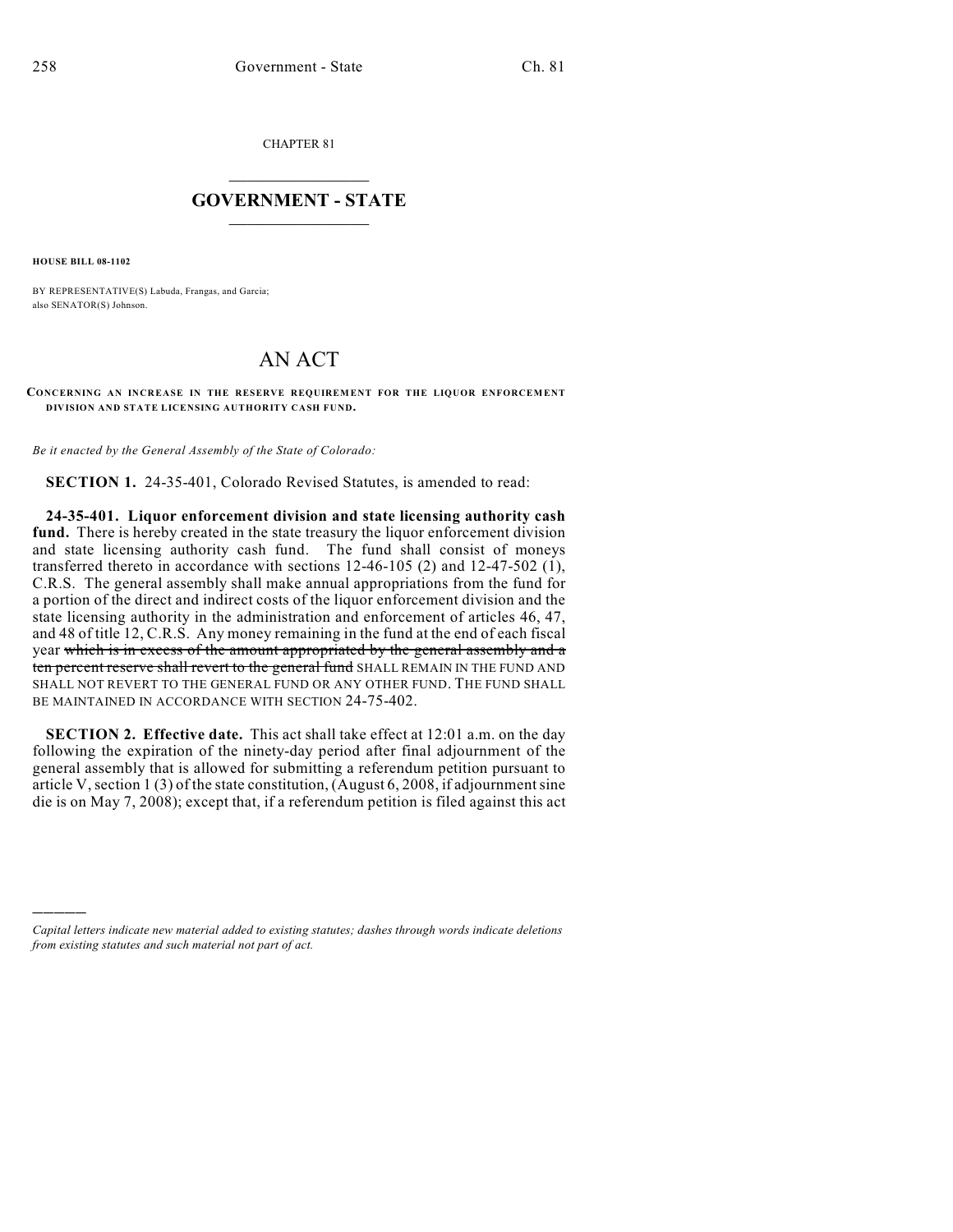CHAPTER 81

## GOVERNMENT - STATE

**HOUSE BILL 08-1102**

BY REPRESENTATIVE(S) Labuda, Frangas, and Garcia;
also SENATOR(S) Johnson.

# AN ACT

**CONCERNING AN INCREASE IN THE RESERVE REQUIREMENT FOR THE LIQUOR ENFORCEMENT DIVISION AND STATE LICENSING AUTHORITY CASH FUND.**

*Be it enacted by the General Assembly of the State of Colorado:*

**SECTION 1.** 24-35-401, Colorado Revised Statutes, is amended to read:

**24-35-401. Liquor enforcement division and state licensing authority cash fund.** There is hereby created in the state treasury the liquor enforcement division and state licensing authority cash fund. The fund shall consist of moneys transferred thereto in accordance with sections 12-46-105 (2) and 12-47-502 (1), C.R.S. The general assembly shall make annual appropriations from the fund for a portion of the direct and indirect costs of the liquor enforcement division and the state licensing authority in the administration and enforcement of articles 46, 47, and 48 of title 12, C.R.S. Any money remaining in the fund at the end of each fiscal year ~~which is in excess of the amount appropriated by the general assembly and a ten percent reserve shall revert to the general fund~~ SHALL REMAIN IN THE FUND AND SHALL NOT REVERT TO THE GENERAL FUND OR ANY OTHER FUND. THE FUND SHALL BE MAINTAINED IN ACCORDANCE WITH SECTION 24-75-402.

**SECTION 2. Effective date.** This act shall take effect at 12:01 a.m. on the day following the expiration of the ninety-day period after final adjournment of the general assembly that is allowed for submitting a referendum petition pursuant to article V, section 1 (3) of the state constitution, (August 6, 2008, if adjournment sine die is on May 7, 2008); except that, if a referendum petition is filed against this act

---

*Capital letters indicate new material added to existing statutes; dashes through words indicate deletions from existing statutes and such material not part of act.*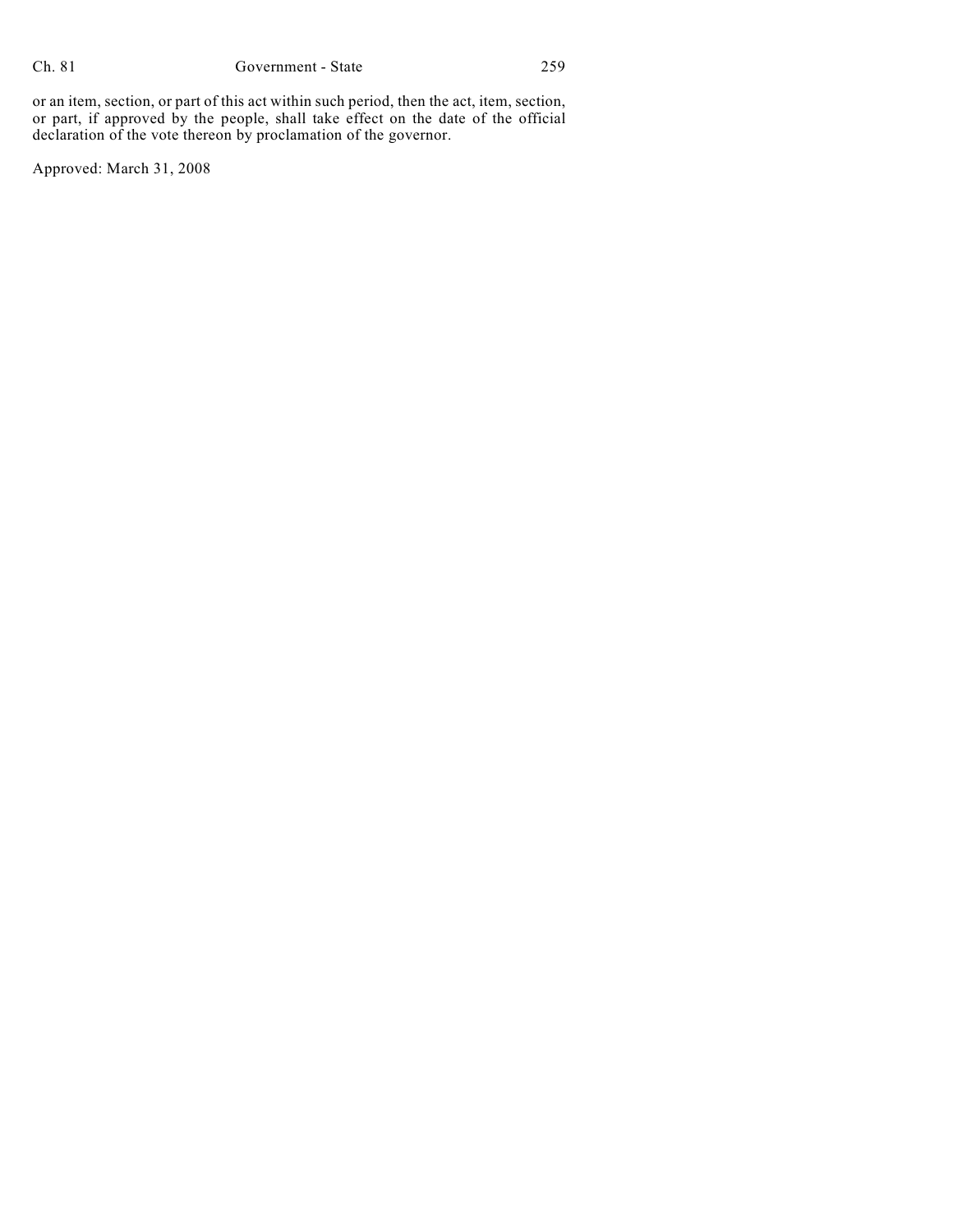or an item, section, or part of this act within such period, then the act, item, section, or part, if approved by the people, shall take effect on the date of the official declaration of the vote thereon by proclamation of the governor.

Approved: March 31, 2008